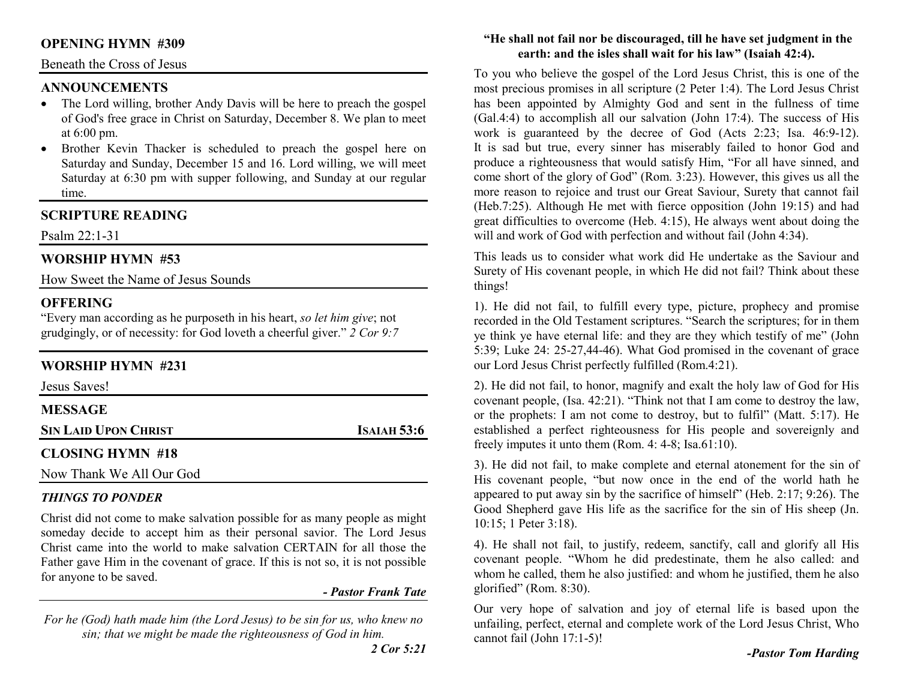## OPENING HYMN #309

Beneath the Cross of Jesus

## ANNOUNCEMENTS

- The Lord willing, brother Andy Davis will be here to preach the gospel of God's free grace in Christ on Saturday, December 8. We plan to meet at 6:00 pm.
- Brother Kevin Thacker is scheduled to preach the gospel here on Saturday and Sunday, December 15 and 16. Lord willing, we will meet Saturday at 6:30 pm with supper following, and Sunday at our regular time.

## SCRIPTURE READING

Psalm 22:1-31

## WORSHIP HYMN #53

How Sweet the Name of Jesus Sounds

## OFFERING

"Every man according as he purposeth in his heart, *so let him give*; not grudgingly, or of necessity: for God loveth a cheerful giver." *2 Cor 9:7*

## WORSHIP HYMN #231

Jesus Saves!

## MESSAGE

**SIN LAID UPON CHRIST** — **ISAIAH 53:6**

## CLOSING HYMN #18

Now Thank We All Our God

### *THINGS TO PONDER*

Christ did not come to make salvation possible for as many people as might someday decide to accept him as their personal savior. The Lord Jesus Christ came into the world to make salvation CERTAIN for all those the Father gave Him in the covenant of grace. If this is not so, it is not possible for anyone to be saved.

***- Pastor Frank Tate***

*For he (God) hath made him (the Lord Jesus) to be sin for us, who knew no sin; that we might be made the righteousness of God in him.*

***2 Cor 5:21***

**"He shall not fail nor be discouraged, till he have set judgment in the earth: and the isles shall wait for his law" (Isaiah 42:4).**

To you who believe the gospel of the Lord Jesus Christ, this is one of the most precious promises in all scripture (2 Peter 1:4). The Lord Jesus Christ has been appointed by Almighty God and sent in the fullness of time (Gal.4:4) to accomplish all our salvation (John 17:4). The success of His work is guaranteed by the decree of God (Acts 2:23; Isa. 46:9-12). It is sad but true, every sinner has miserably failed to honor God and produce a righteousness that would satisfy Him, "For all have sinned, and come short of the glory of God" (Rom. 3:23). However, this gives us all the more reason to rejoice and trust our Great Saviour, Surety that cannot fail (Heb.7:25). Although He met with fierce opposition (John 19:15) and had great difficulties to overcome (Heb. 4:15), He always went about doing the will and work of God with perfection and without fail (John 4:34).

This leads us to consider what work did He undertake as the Saviour and Surety of His covenant people, in which He did not fail? Think about these things!

1). He did not fail, to fulfill every type, picture, prophecy and promise recorded in the Old Testament scriptures. "Search the scriptures; for in them ye think ye have eternal life: and they are they which testify of me" (John 5:39; Luke 24: 25-27,44-46). What God promised in the covenant of grace our Lord Jesus Christ perfectly fulfilled (Rom.4:21).

2). He did not fail, to honor, magnify and exalt the holy law of God for His covenant people, (Isa. 42:21). "Think not that I am come to destroy the law, or the prophets: I am not come to destroy, but to fulfil" (Matt. 5:17). He established a perfect righteousness for His people and sovereignly and freely imputes it unto them (Rom. 4: 4-8; Isa.61:10).

3). He did not fail, to make complete and eternal atonement for the sin of His covenant people, "but now once in the end of the world hath he appeared to put away sin by the sacrifice of himself" (Heb. 2:17; 9:26). The Good Shepherd gave His life as the sacrifice for the sin of His sheep (Jn. 10:15; 1 Peter 3:18).

4). He shall not fail, to justify, redeem, sanctify, call and glorify all His covenant people. "Whom he did predestinate, them he also called: and whom he called, them he also justified: and whom he justified, them he also glorified" (Rom. 8:30).

Our very hope of salvation and joy of eternal life is based upon the unfailing, perfect, eternal and complete work of the Lord Jesus Christ, Who cannot fail (John 17:1-5)!

***-Pastor Tom Harding***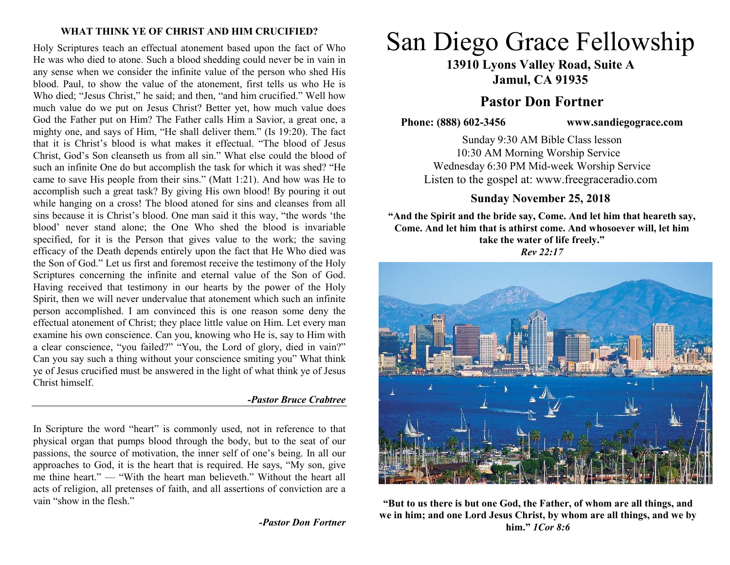## WHAT THINK YE OF CHRIST AND HIM CRUCIFIED?

Holy Scriptures teach an effectual atonement based upon the fact of Who He was who died to atone. Such a blood shedding could never be in vain in any sense when we consider the infinite value of the person who shed His blood. Paul, to show the value of the atonement, first tells us who He is Who died; "Jesus Christ," he said; and then, "and him crucified." Well how much value do we put on Jesus Christ? Better yet, how much value does God the Father put on Him? The Father calls Him a Savior, a great one, a mighty one, and says of Him, "He shall deliver them." (Is 19:20). The fact that it is Christ's blood is what makes it effectual. "The blood of Jesus Christ, God's Son cleanseth us from all sin." What else could the blood of such an infinite One do but accomplish the task for which it was shed? "He came to save His people from their sins." (Matt 1:21). And how was He to accomplish such a great task? By giving His own blood! By pouring it out while hanging on a cross! The blood atoned for sins and cleanses from all sins because it is Christ's blood. One man said it this way, "the words 'the blood' never stand alone; the One Who shed the blood is invariable specified, for it is the Person that gives value to the work; the saving efficacy of the Death depends entirely upon the fact that He Who died was the Son of God." Let us first and foremost receive the testimony of the Holy Scriptures concerning the infinite and eternal value of the Son of God. Having received that testimony in our hearts by the power of the Holy Spirit, then we will never undervalue that atonement which such an infinite person accomplished. I am convinced this is one reason some deny the effectual atonement of Christ; they place little value on Him. Let every man examine his own conscience. Can you, knowing who He is, say to Him with a clear conscience, "you failed?" "You, the Lord of glory, died in vain?" Can you say such a thing without your conscience smiting you" What think ye of Jesus crucified must be answered in the light of what think ye of Jesus Christ himself.

***-Pastor Bruce Crabtree***

---

In Scripture the word "heart" is commonly used, not in reference to that physical organ that pumps blood through the body, but to the seat of our passions, the source of motivation, the inner self of one's being. In all our approaches to God, it is the heart that is required. He says, "My son, give me thine heart." — "With the heart man believeth." Without the heart all acts of religion, all pretenses of faith, and all assertions of conviction are a vain "show in the flesh."

***-Pastor Don Fortner***

# San Diego Grace Fellowship

**13910 Lyons Valley Road, Suite A**
**Jamul, CA 91935**

## Pastor Don Fortner

**Phone: (888) 602-3456** **www.sandiegograce.com**

Sunday 9:30 AM Bible Class lesson
10:30 AM Morning Worship Service
Wednesday 6:30 PM Mid-week Worship Service
Listen to the gospel at: www.freegraceradio.com

### Sunday November 25, 2018

**"And the Spirit and the bride say, Come. And let him that heareth say, Come. And let him that is athirst come. And whosoever will, let him take the water of life freely."**
***Rev 22:17***

**"But to us there is but one God, the Father, of whom are all things, and we in him; and one Lord Jesus Christ, by whom are all things, and we by him."** ***1Cor 8:6***